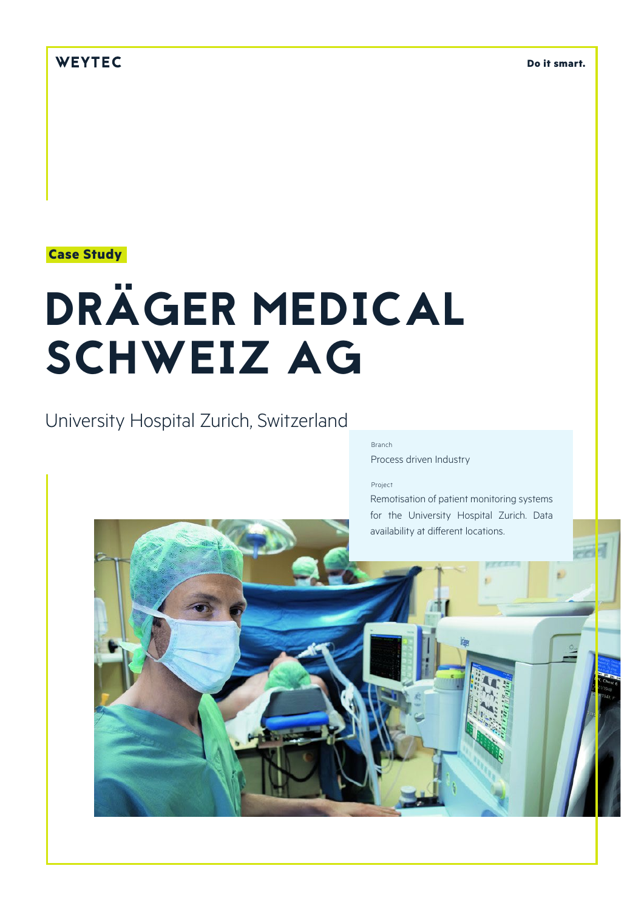WEYTEC

Do it smart.

**Case Study**

# DRÄGER MEDICAL SCHWEIZ AG

## University Hospital Zurich, Switzerland

Branch

Process driven Industry

Project

Remotisation of patient monitoring systems for the University Hospital Zurich. Data availability at different locations.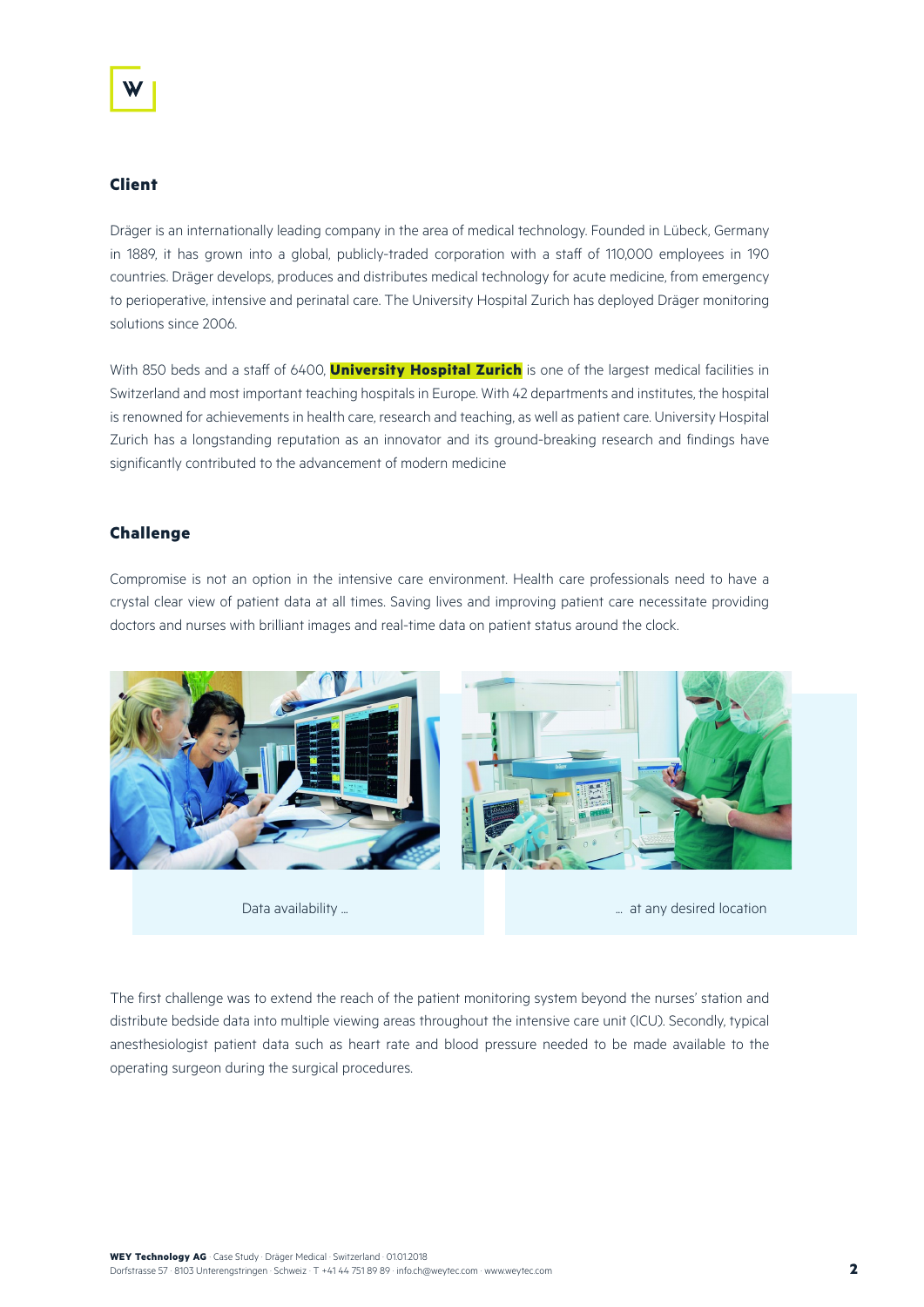## Client

Dräger is an internationally leading company in the area of medical technology. Founded in Lübeck, Germany in 1889, it has grown into a global, publicly-traded corporation with a staff of 110,000 employees in 190 countries. Dräger develops, produces and distributes medical technology for acute medicine, from emergency to perioperative, intensive and perinatal care. The University Hospital Zurich has deployed Dräger monitoring solutions since 2006.

With 850 beds and a staff of 6400, **University Hospital Zurich** is one of the largest medical facilities in Switzerland and most important teaching hospitals in Europe. With 42 departments and institutes, the hospital is renowned for achievements in health care, research and teaching, as well as patient care. University Hospital Zurich has a longstanding reputation as an innovator and its ground-breaking research and findings have significantly contributed to the advancement of modern medicine

## Challenge

Compromise is not an option in the intensive care environment. Health care professionals need to have a crystal clear view of patient data at all times. Saving lives and improving patient care necessitate providing doctors and nurses with brilliant images and real-time data on patient status around the clock.

Data availability ...

... at any desired location

The first challenge was to extend the reach of the patient monitoring system beyond the nurses' station and distribute bedside data into multiple viewing areas throughout the intensive care unit (ICU). Secondly, typical anesthesiologist patient data such as heart rate and blood pressure needed to be made available to the operating surgeon during the surgical procedures.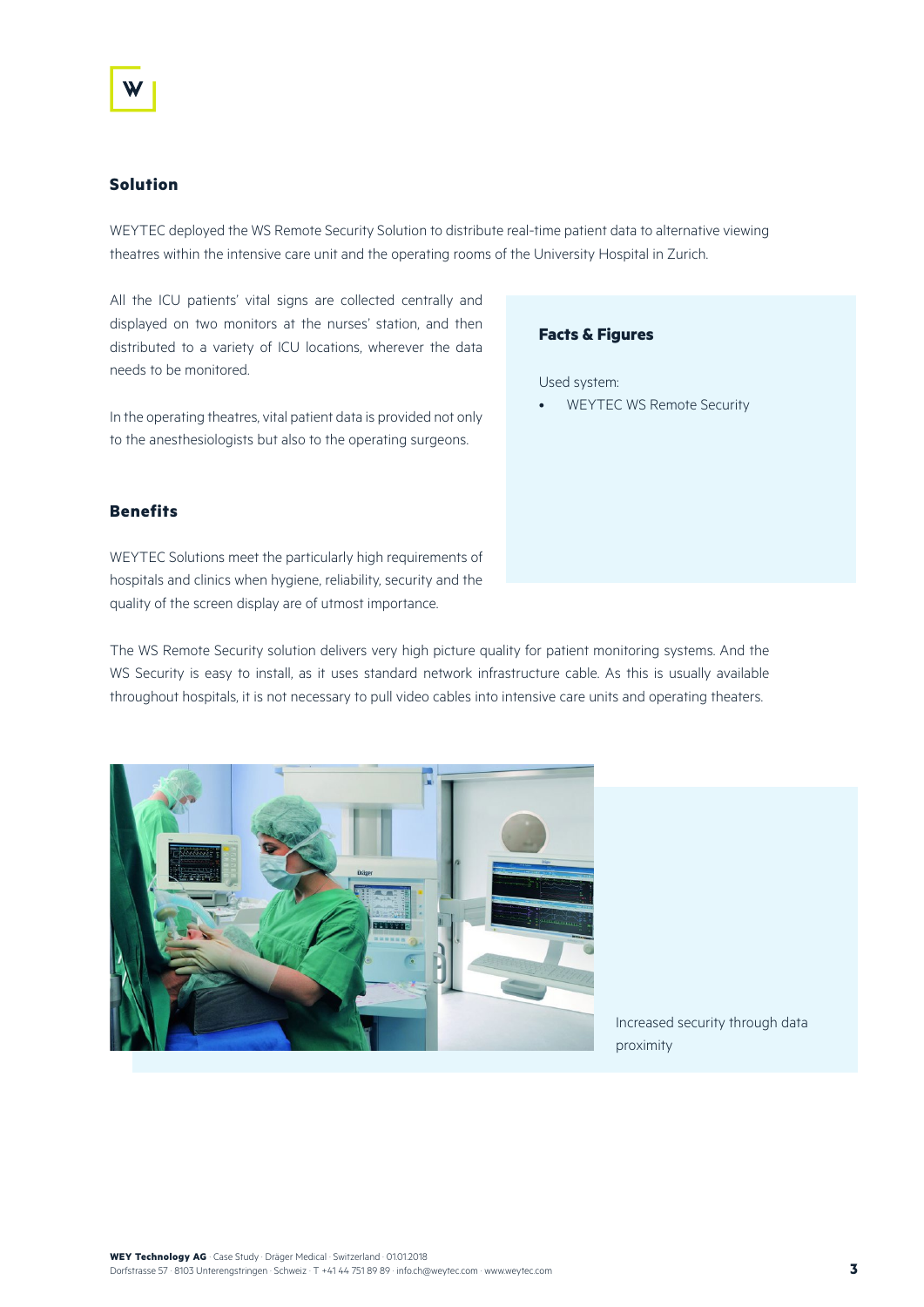## Solution

WEYTEC deployed the WS Remote Security Solution to distribute real-time patient data to alternative viewing theatres within the intensive care unit and the operating rooms of the University Hospital in Zurich.

All the ICU patients' vital signs are collected centrally and displayed on two monitors at the nurses' station, and then distributed to a variety of ICU locations, wherever the data needs to be monitored.

In the operating theatres, vital patient data is provided not only to the anesthesiologists but also to the operating surgeons.

### Facts & Figures

Used system:

- WEYTEC WS Remote Security

## Benefits

WEYTEC Solutions meet the particularly high requirements of hospitals and clinics when hygiene, reliability, security and the quality of the screen display are of utmost importance.

The WS Remote Security solution delivers very high picture quality for patient monitoring systems. And the WS Security is easy to install, as it uses standard network infrastructure cable. As this is usually available throughout hospitals, it is not necessary to pull video cables into intensive care units and operating theaters.

Increased security through data proximity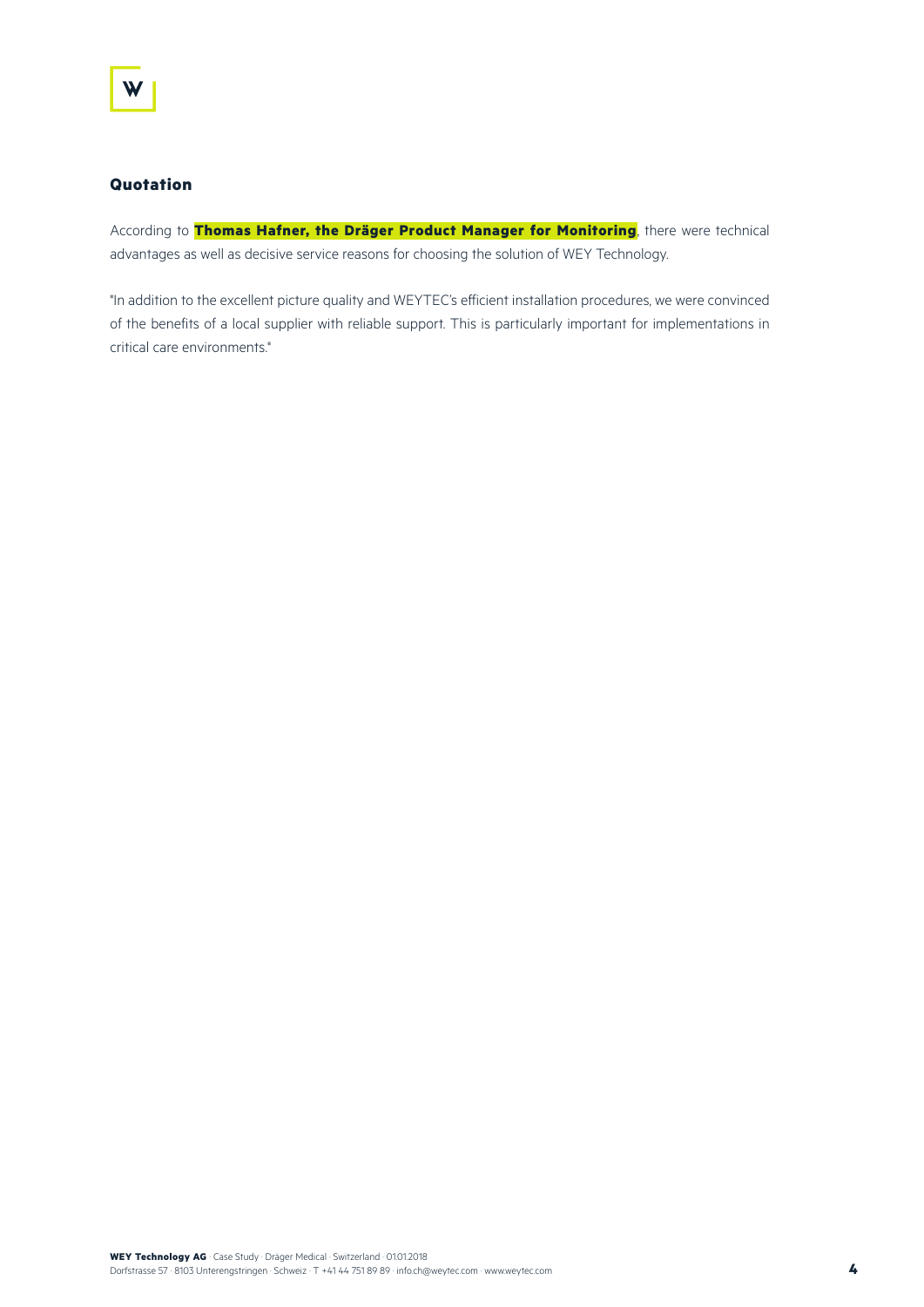## Quotation

According to **Thomas Hafner, the Dräger Product Manager for Monitoring**, there were technical advantages as well as decisive service reasons for choosing the solution of WEY Technology.

"In addition to the excellent picture quality and WEYTEC's efficient installation procedures, we were convinced of the benefits of a local supplier with reliable support. This is particularly important for implementations in critical care environments."